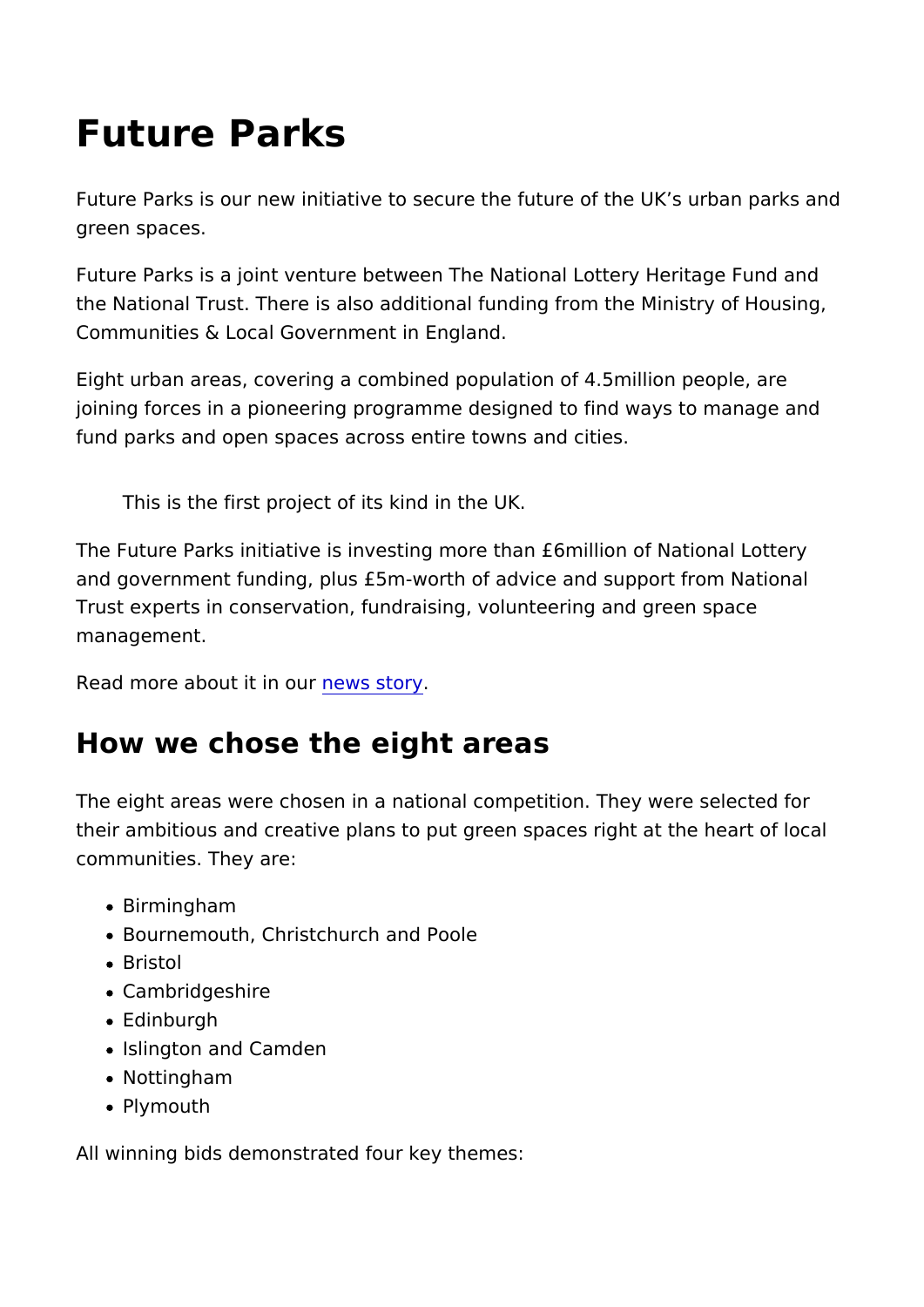# Future Parks

Future Parks is our new initiative to secure the future of the UK's urban parks and green spaces.

Future Parks is a joint venture between The National Lottery Heritage Fund and the National Trust. There is also additional funding from the Ministry of Housing, Communities & Local Government in England.

Eight urban areas, covering a combined population of 4.5million people, are joining forces in a pioneering programme designed to find ways to manage and fund parks and open spaces across entire towns and cities.

> This is the first project of its kind in the UK.

The Future Parks initiative is investing more than £6million of National Lottery and government funding, plus £5m-worth of advice and support from National Trust experts in conservation, fundraising, volunteering and green space management.

Read more about it in our news story.

## How we chose the eight areas

The eight areas were chosen in a national competition. They were selected for their ambitious and creative plans to put green spaces right at the heart of local communities. They are:

- Birmingham
- Bournemouth, Christchurch and Poole
- Bristol
- Cambridgeshire
- Edinburgh
- Islington and Camden
- Nottingham
- Plymouth

All winning bids demonstrated four key themes: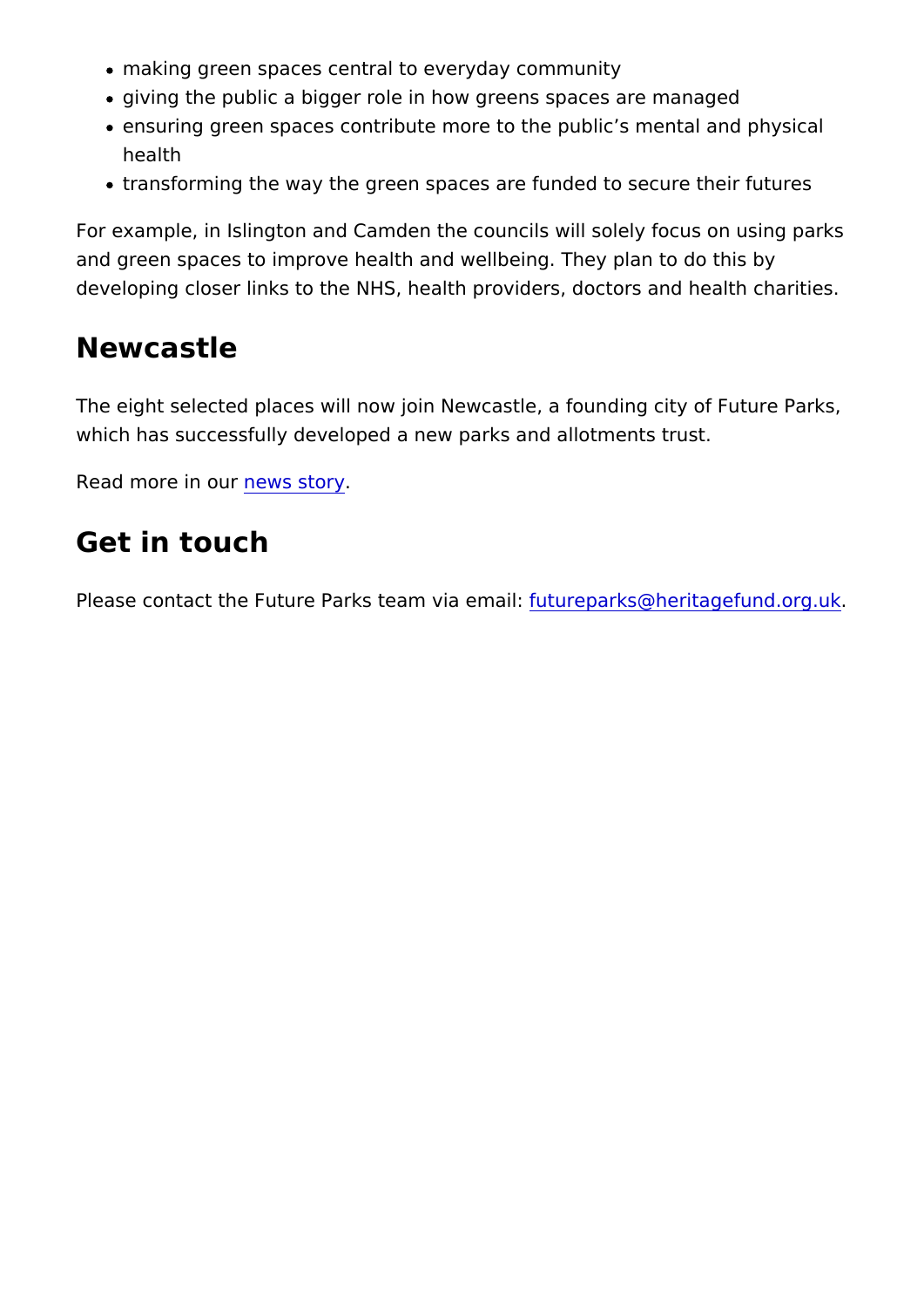- making green spaces central to everyday community
- giving the public a bigger role in how greens spaces are managed
- ensuring green spaces contribute more to the public's mental and physical health
- transforming the way the green spaces are funded to secure their futures

For example, in Islington and Camden the councils will solely focus on using parks and green spaces to improve health and wellbeing. They plan to do this by developing closer links to the NHS, health providers, doctors and health charities.

## Newcastle

The eight selected places will now join Newcastle, a founding city of Future Parks, which has successfully developed a new parks and allotments trust.

Read more in our news story.

## Get in touch

Please contact the Future Parks team via email: futureparks@heritagefund.org.uk.